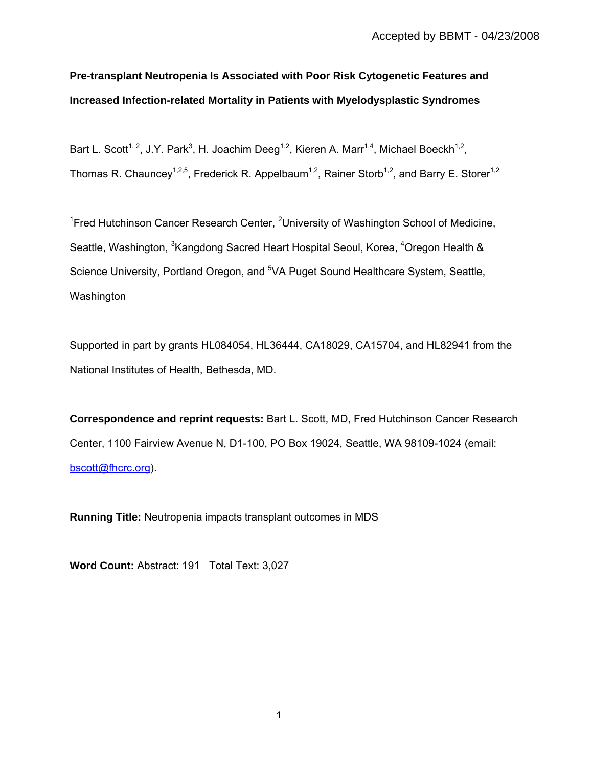Accepted by BBMT - 04/23/2008

# Pre-transplant Neutropenia Is Associated with Poor Risk Cytogenetic Features and Increased Infection-related Mortality in Patients with Myelodysplastic Syndromes

Bart L. Scott[1, 2], J.Y. Park[3], H. Joachim Deeg[1,2], Kieren A. Marr[1,4], Michael Boeckh[1,2], Thomas R. Chauncey[1,2,5], Frederick R. Appelbaum[1,2], Rainer Storb[1,2], and Barry E. Storer[1,2]

[1]Fred Hutchinson Cancer Research Center, [2]University of Washington School of Medicine, Seattle, Washington, [3]Kangdong Sacred Heart Hospital Seoul, Korea, [4]Oregon Health & Science University, Portland Oregon, and [5]VA Puget Sound Healthcare System, Seattle, Washington

Supported in part by grants HL084054, HL36444, CA18029, CA15704, and HL82941 from the National Institutes of Health, Bethesda, MD.

**Correspondence and reprint requests:** Bart L. Scott, MD, Fred Hutchinson Cancer Research Center, 1100 Fairview Avenue N, D1-100, PO Box 19024, Seattle, WA 98109-1024 (email: bscott@fhcrc.org).

**Running Title:** Neutropenia impacts transplant outcomes in MDS

**Word Count:** Abstract: 191 Total Text: 3,027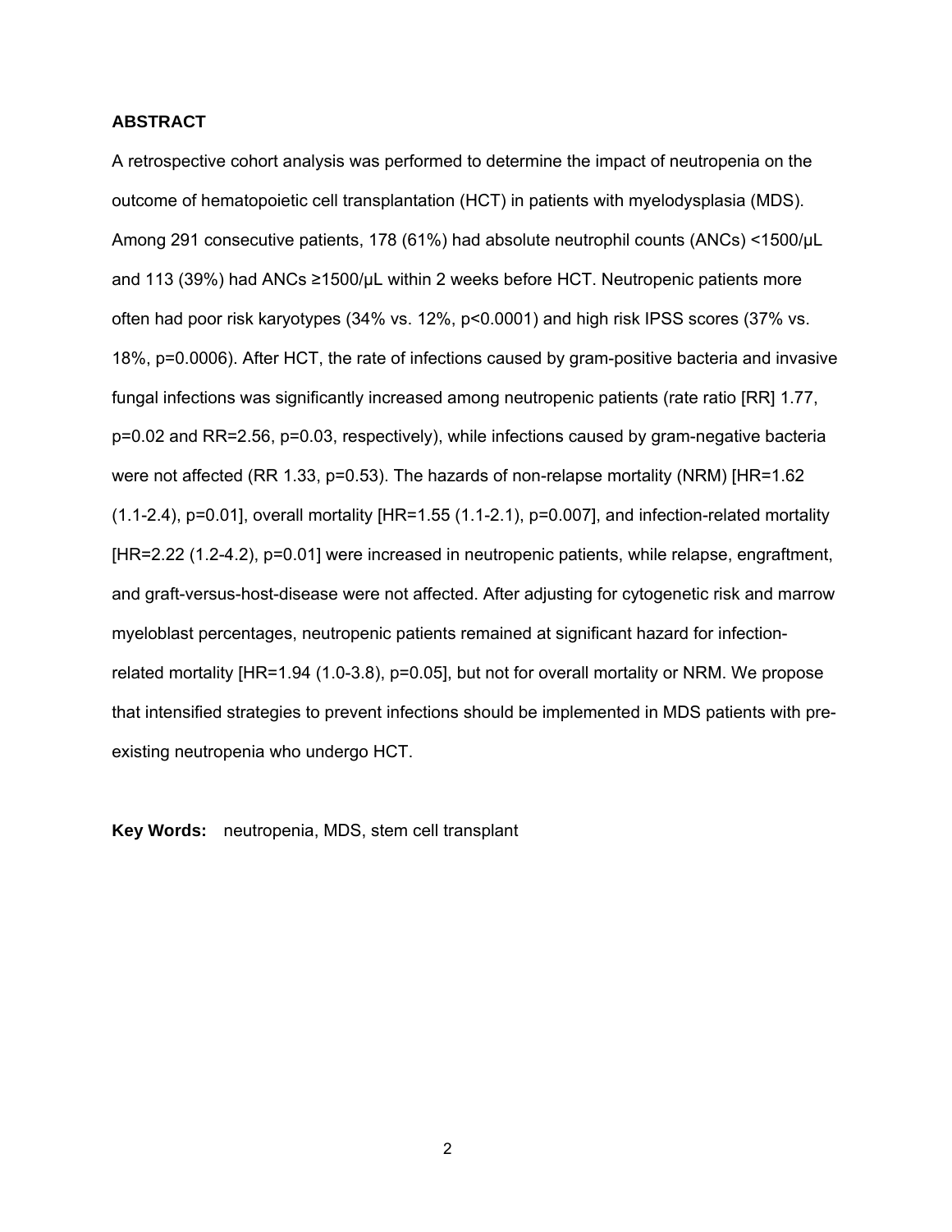## ABSTRACT

A retrospective cohort analysis was performed to determine the impact of neutropenia on the outcome of hematopoietic cell transplantation (HCT) in patients with myelodysplasia (MDS). Among 291 consecutive patients, 178 (61%) had absolute neutrophil counts (ANCs) <1500/μL and 113 (39%) had ANCs ≥1500/μL within 2 weeks before HCT. Neutropenic patients more often had poor risk karyotypes (34% vs. 12%, $p<0.0001$) and high risk IPSS scores (37% vs. 18%, $p=0.0006$). After HCT, the rate of infections caused by gram-positive bacteria and invasive fungal infections was significantly increased among neutropenic patients (rate ratio [RR] 1.77, $p=0.02$ and RR=2.56, $p=0.03$, respectively), while infections caused by gram-negative bacteria were not affected (RR 1.33, $p=0.53$). The hazards of non-relapse mortality (NRM) [HR=1.62 (1.1-2.4), $p=0.01$], overall mortality [HR=1.55 (1.1-2.1), $p=0.007$], and infection-related mortality [HR=2.22 (1.2-4.2), $p=0.01$] were increased in neutropenic patients, while relapse, engraftment, and graft-versus-host-disease were not affected. After adjusting for cytogenetic risk and marrow myeloblast percentages, neutropenic patients remained at significant hazard for infection-related mortality [HR=1.94 (1.0-3.8), $p=0.05$], but not for overall mortality or NRM. We propose that intensified strategies to prevent infections should be implemented in MDS patients with pre-existing neutropenia who undergo HCT.

**Key Words:** neutropenia, MDS, stem cell transplant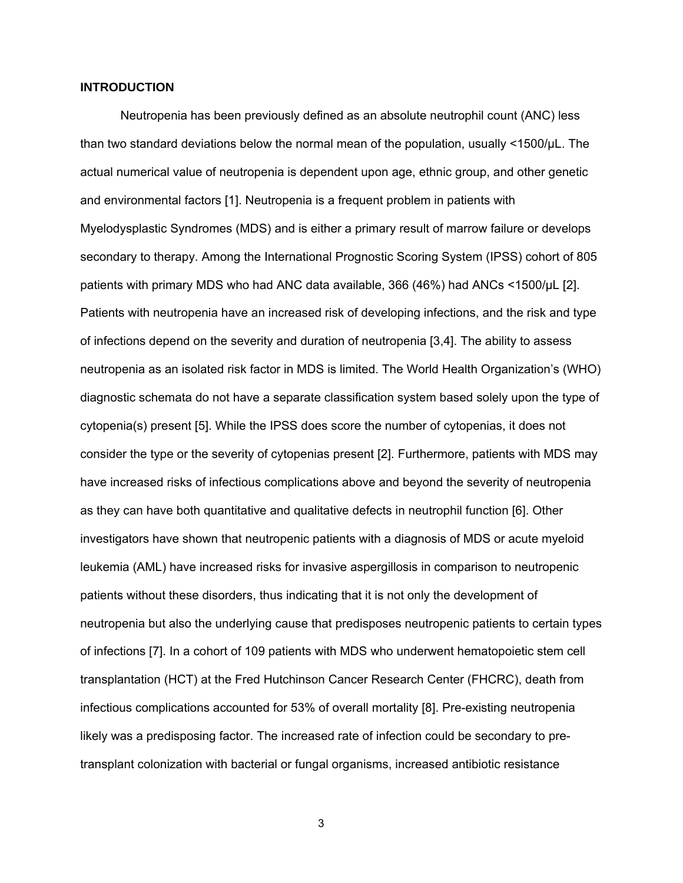## INTRODUCTION

Neutropenia has been previously defined as an absolute neutrophil count (ANC) less than two standard deviations below the normal mean of the population, usually <1500/μL. The actual numerical value of neutropenia is dependent upon age, ethnic group, and other genetic and environmental factors [1]. Neutropenia is a frequent problem in patients with Myelodysplastic Syndromes (MDS) and is either a primary result of marrow failure or develops secondary to therapy. Among the International Prognostic Scoring System (IPSS) cohort of 805 patients with primary MDS who had ANC data available, 366 (46%) had ANCs <1500/μL [2]. Patients with neutropenia have an increased risk of developing infections, and the risk and type of infections depend on the severity and duration of neutropenia [3,4]. The ability to assess neutropenia as an isolated risk factor in MDS is limited. The World Health Organization's (WHO) diagnostic schemata do not have a separate classification system based solely upon the type of cytopenia(s) present [5]. While the IPSS does score the number of cytopenias, it does not consider the type or the severity of cytopenias present [2]. Furthermore, patients with MDS may have increased risks of infectious complications above and beyond the severity of neutropenia as they can have both quantitative and qualitative defects in neutrophil function [6]. Other investigators have shown that neutropenic patients with a diagnosis of MDS or acute myeloid leukemia (AML) have increased risks for invasive aspergillosis in comparison to neutropenic patients without these disorders, thus indicating that it is not only the development of neutropenia but also the underlying cause that predisposes neutropenic patients to certain types of infections [7]. In a cohort of 109 patients with MDS who underwent hematopoietic stem cell transplantation (HCT) at the Fred Hutchinson Cancer Research Center (FHCRC), death from infectious complications accounted for 53% of overall mortality [8]. Pre-existing neutropenia likely was a predisposing factor. The increased rate of infection could be secondary to pre-transplant colonization with bacterial or fungal organisms, increased antibiotic resistance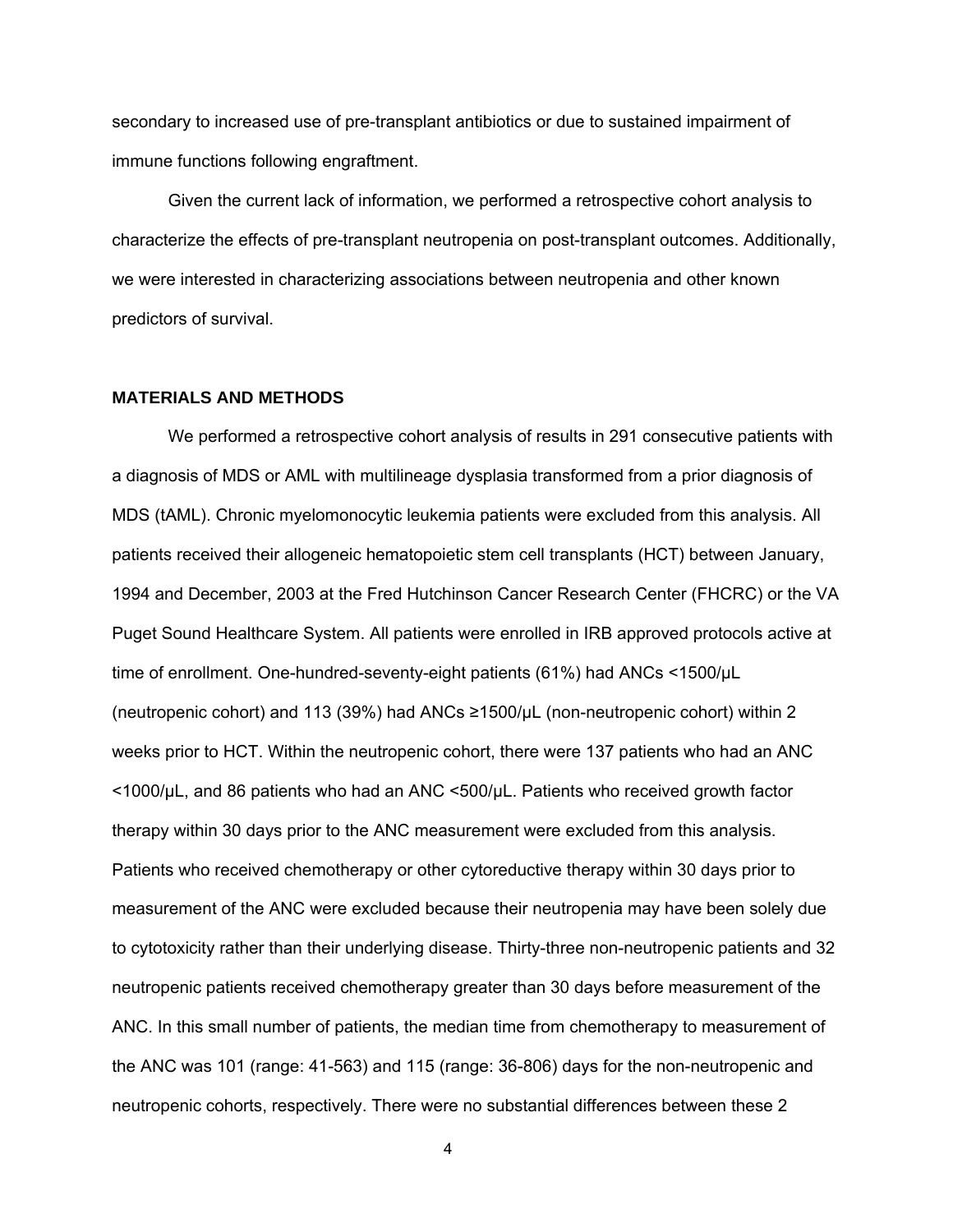secondary to increased use of pre-transplant antibiotics or due to sustained impairment of immune functions following engraftment.

Given the current lack of information, we performed a retrospective cohort analysis to characterize the effects of pre-transplant neutropenia on post-transplant outcomes. Additionally, we were interested in characterizing associations between neutropenia and other known predictors of survival.

## MATERIALS AND METHODS

We performed a retrospective cohort analysis of results in 291 consecutive patients with a diagnosis of MDS or AML with multilineage dysplasia transformed from a prior diagnosis of MDS (tAML). Chronic myelomonocytic leukemia patients were excluded from this analysis. All patients received their allogeneic hematopoietic stem cell transplants (HCT) between January, 1994 and December, 2003 at the Fred Hutchinson Cancer Research Center (FHCRC) or the VA Puget Sound Healthcare System. All patients were enrolled in IRB approved protocols active at time of enrollment. One-hundred-seventy-eight patients (61%) had ANCs <1500/μL (neutropenic cohort) and 113 (39%) had ANCs ≥1500/μL (non-neutropenic cohort) within 2 weeks prior to HCT. Within the neutropenic cohort, there were 137 patients who had an ANC <1000/μL, and 86 patients who had an ANC <500/μL. Patients who received growth factor therapy within 30 days prior to the ANC measurement were excluded from this analysis. Patients who received chemotherapy or other cytoreductive therapy within 30 days prior to measurement of the ANC were excluded because their neutropenia may have been solely due to cytotoxicity rather than their underlying disease. Thirty-three non-neutropenic patients and 32 neutropenic patients received chemotherapy greater than 30 days before measurement of the ANC. In this small number of patients, the median time from chemotherapy to measurement of the ANC was 101 (range: 41-563) and 115 (range: 36-806) days for the non-neutropenic and neutropenic cohorts, respectively. There were no substantial differences between these 2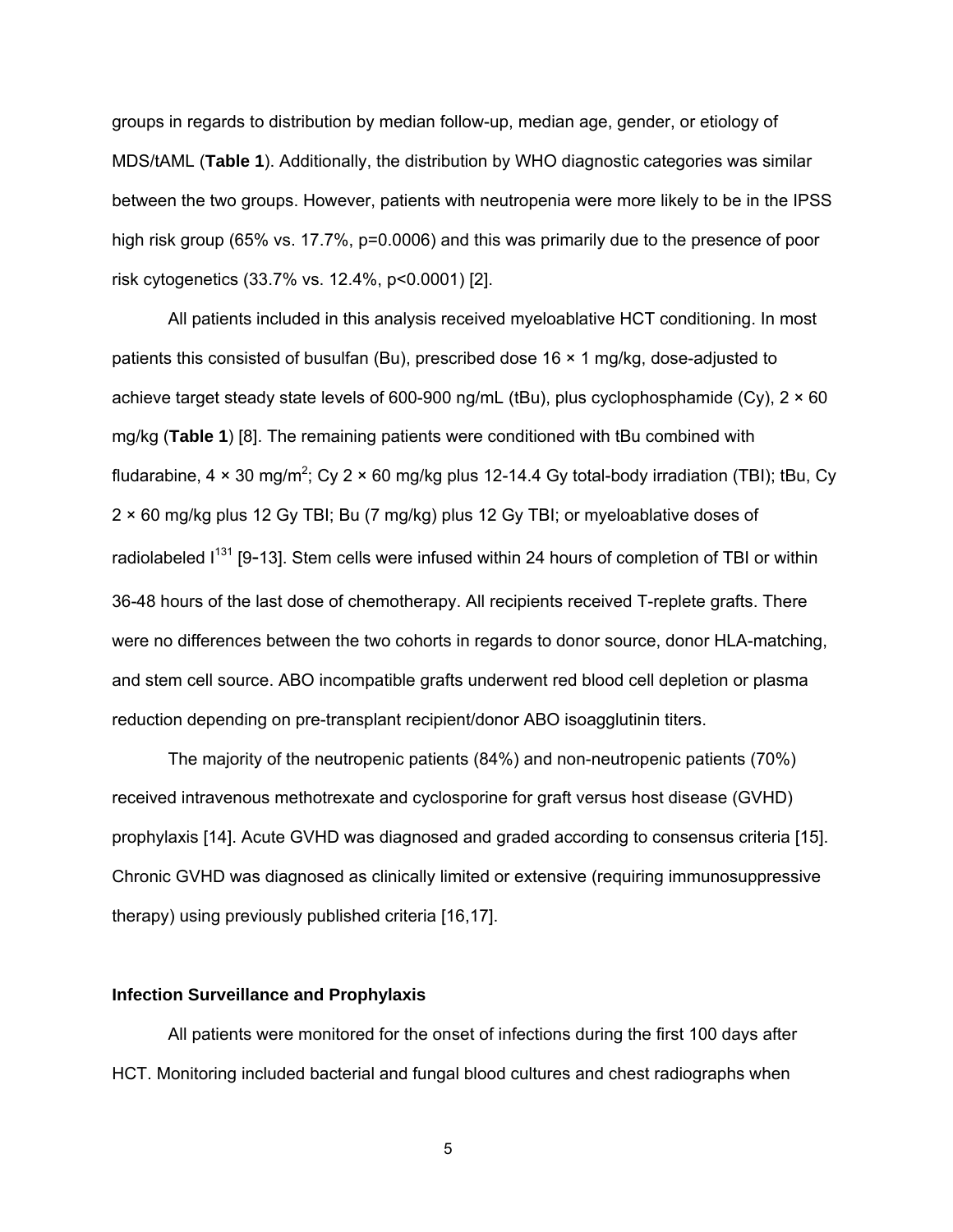groups in regards to distribution by median follow-up, median age, gender, or etiology of MDS/tAML (**Table 1**). Additionally, the distribution by WHO diagnostic categories was similar between the two groups. However, patients with neutropenia were more likely to be in the IPSS high risk group (65% vs. 17.7%, p=0.0006) and this was primarily due to the presence of poor risk cytogenetics (33.7% vs. 12.4%, p<0.0001) [2].

All patients included in this analysis received myeloablative HCT conditioning. In most patients this consisted of busulfan (Bu), prescribed dose 16 × 1 mg/kg, dose-adjusted to achieve target steady state levels of 600-900 ng/mL (tBu), plus cyclophosphamide (Cy), 2 × 60 mg/kg (**Table 1**) [8]. The remaining patients were conditioned with tBu combined with fludarabine, 4 × 30 mg/m$^2$; Cy 2 × 60 mg/kg plus 12-14.4 Gy total-body irradiation (TBI); tBu, Cy 2 × 60 mg/kg plus 12 Gy TBI; Bu (7 mg/kg) plus 12 Gy TBI; or myeloablative doses of radiolabeled $I^{131}$ [9-13]. Stem cells were infused within 24 hours of completion of TBI or within 36-48 hours of the last dose of chemotherapy. All recipients received T-replete grafts. There were no differences between the two cohorts in regards to donor source, donor HLA-matching, and stem cell source. ABO incompatible grafts underwent red blood cell depletion or plasma reduction depending on pre-transplant recipient/donor ABO isoagglutinin titers.

The majority of the neutropenic patients (84%) and non-neutropenic patients (70%) received intravenous methotrexate and cyclosporine for graft versus host disease (GVHD) prophylaxis [14]. Acute GVHD was diagnosed and graded according to consensus criteria [15]. Chronic GVHD was diagnosed as clinically limited or extensive (requiring immunosuppressive therapy) using previously published criteria [16,17].

### Infection Surveillance and Prophylaxis

All patients were monitored for the onset of infections during the first 100 days after HCT. Monitoring included bacterial and fungal blood cultures and chest radiographs when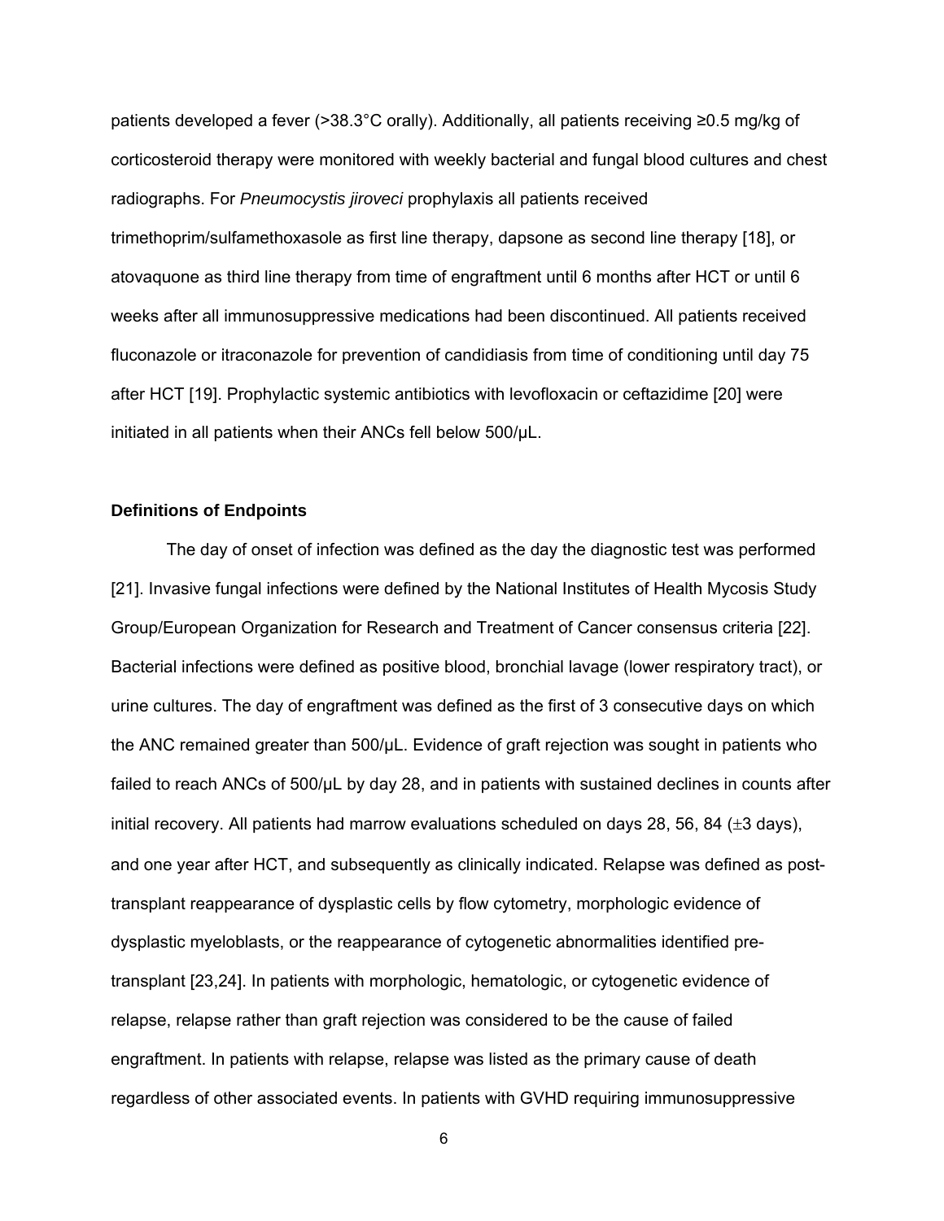patients developed a fever (>38.3°C orally). Additionally, all patients receiving ≥0.5 mg/kg of corticosteroid therapy were monitored with weekly bacterial and fungal blood cultures and chest radiographs. For *Pneumocystis jiroveci* prophylaxis all patients received trimethoprim/sulfamethoxasole as first line therapy, dapsone as second line therapy [18], or atovaquone as third line therapy from time of engraftment until 6 months after HCT or until 6 weeks after all immunosuppressive medications had been discontinued. All patients received fluconazole or itraconazole for prevention of candidiasis from time of conditioning until day 75 after HCT [19]. Prophylactic systemic antibiotics with levofloxacin or ceftazidime [20] were initiated in all patients when their ANCs fell below 500/µL.

**Definitions of Endpoints**

The day of onset of infection was defined as the day the diagnostic test was performed [21]. Invasive fungal infections were defined by the National Institutes of Health Mycosis Study Group/European Organization for Research and Treatment of Cancer consensus criteria [22]. Bacterial infections were defined as positive blood, bronchial lavage (lower respiratory tract), or urine cultures. The day of engraftment was defined as the first of 3 consecutive days on which the ANC remained greater than 500/µL. Evidence of graft rejection was sought in patients who failed to reach ANCs of 500/µL by day 28, and in patients with sustained declines in counts after initial recovery. All patients had marrow evaluations scheduled on days 28, 56, 84 (±3 days), and one year after HCT, and subsequently as clinically indicated. Relapse was defined as post-transplant reappearance of dysplastic cells by flow cytometry, morphologic evidence of dysplastic myeloblasts, or the reappearance of cytogenetic abnormalities identified pre-transplant [23,24]. In patients with morphologic, hematologic, or cytogenetic evidence of relapse, relapse rather than graft rejection was considered to be the cause of failed engraftment. In patients with relapse, relapse was listed as the primary cause of death regardless of other associated events. In patients with GVHD requiring immunosuppressive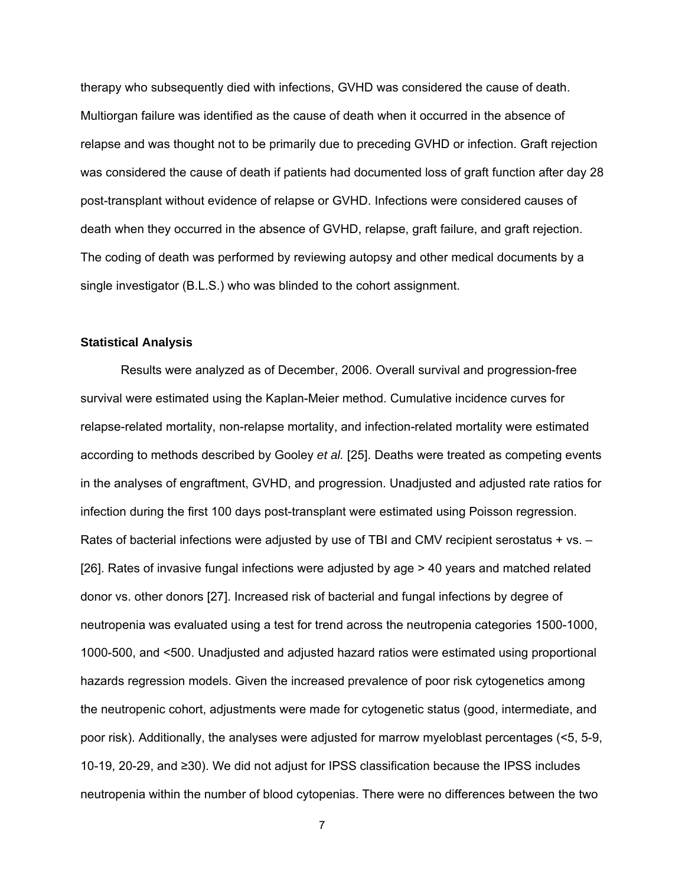therapy who subsequently died with infections, GVHD was considered the cause of death. Multiorgan failure was identified as the cause of death when it occurred in the absence of relapse and was thought not to be primarily due to preceding GVHD or infection. Graft rejection was considered the cause of death if patients had documented loss of graft function after day 28 post-transplant without evidence of relapse or GVHD. Infections were considered causes of death when they occurred in the absence of GVHD, relapse, graft failure, and graft rejection. The coding of death was performed by reviewing autopsy and other medical documents by a single investigator (B.L.S.) who was blinded to the cohort assignment.

### Statistical Analysis

Results were analyzed as of December, 2006. Overall survival and progression-free survival were estimated using the Kaplan-Meier method. Cumulative incidence curves for relapse-related mortality, non-relapse mortality, and infection-related mortality were estimated according to methods described by Gooley *et al.* [25]. Deaths were treated as competing events in the analyses of engraftment, GVHD, and progression. Unadjusted and adjusted rate ratios for infection during the first 100 days post-transplant were estimated using Poisson regression. Rates of bacterial infections were adjusted by use of TBI and CMV recipient serostatus + vs. – [26]. Rates of invasive fungal infections were adjusted by age > 40 years and matched related donor vs. other donors [27]. Increased risk of bacterial and fungal infections by degree of neutropenia was evaluated using a test for trend across the neutropenia categories 1500-1000, 1000-500, and <500. Unadjusted and adjusted hazard ratios were estimated using proportional hazards regression models. Given the increased prevalence of poor risk cytogenetics among the neutropenic cohort, adjustments were made for cytogenetic status (good, intermediate, and poor risk). Additionally, the analyses were adjusted for marrow myeloblast percentages (<5, 5-9, 10-19, 20-29, and ≥30). We did not adjust for IPSS classification because the IPSS includes neutropenia within the number of blood cytopenias. There were no differences between the two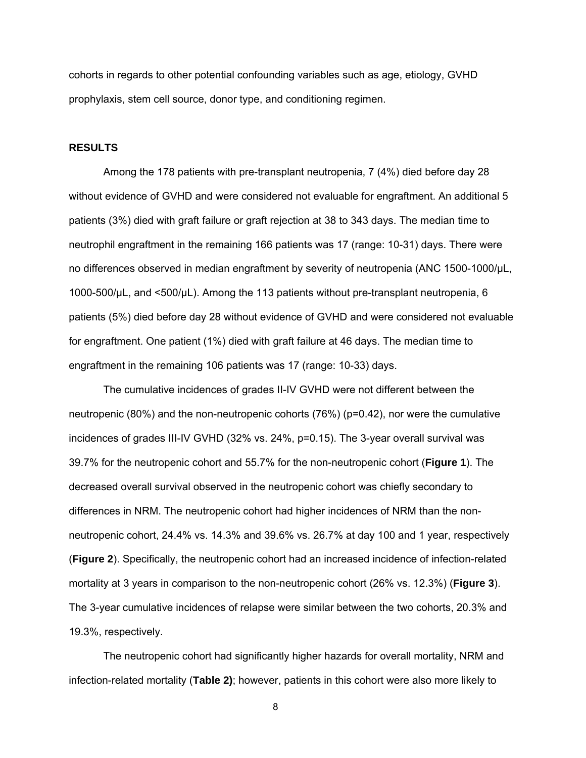cohorts in regards to other potential confounding variables such as age, etiology, GVHD prophylaxis, stem cell source, donor type, and conditioning regimen.

## RESULTS

Among the 178 patients with pre-transplant neutropenia, 7 (4%) died before day 28 without evidence of GVHD and were considered not evaluable for engraftment. An additional 5 patients (3%) died with graft failure or graft rejection at 38 to 343 days. The median time to neutrophil engraftment in the remaining 166 patients was 17 (range: 10-31) days. There were no differences observed in median engraftment by severity of neutropenia (ANC 1500-1000/μL, 1000-500/μL, and <500/μL). Among the 113 patients without pre-transplant neutropenia, 6 patients (5%) died before day 28 without evidence of GVHD and were considered not evaluable for engraftment. One patient (1%) died with graft failure at 46 days. The median time to engraftment in the remaining 106 patients was 17 (range: 10-33) days.

The cumulative incidences of grades II-IV GVHD were not different between the neutropenic (80%) and the non-neutropenic cohorts (76%) ($p=0.42$), nor were the cumulative incidences of grades III-IV GVHD (32% vs. 24%, $p=0.15$). The 3-year overall survival was 39.7% for the neutropenic cohort and 55.7% for the non-neutropenic cohort (**Figure 1**). The decreased overall survival observed in the neutropenic cohort was chiefly secondary to differences in NRM. The neutropenic cohort had higher incidences of NRM than the non-neutropenic cohort, 24.4% vs. 14.3% and 39.6% vs. 26.7% at day 100 and 1 year, respectively (**Figure 2**). Specifically, the neutropenic cohort had an increased incidence of infection-related mortality at 3 years in comparison to the non-neutropenic cohort (26% vs. 12.3%) (**Figure 3**). The 3-year cumulative incidences of relapse were similar between the two cohorts, 20.3% and 19.3%, respectively.

The neutropenic cohort had significantly higher hazards for overall mortality, NRM and infection-related mortality (**Table 2)**; however, patients in this cohort were also more likely to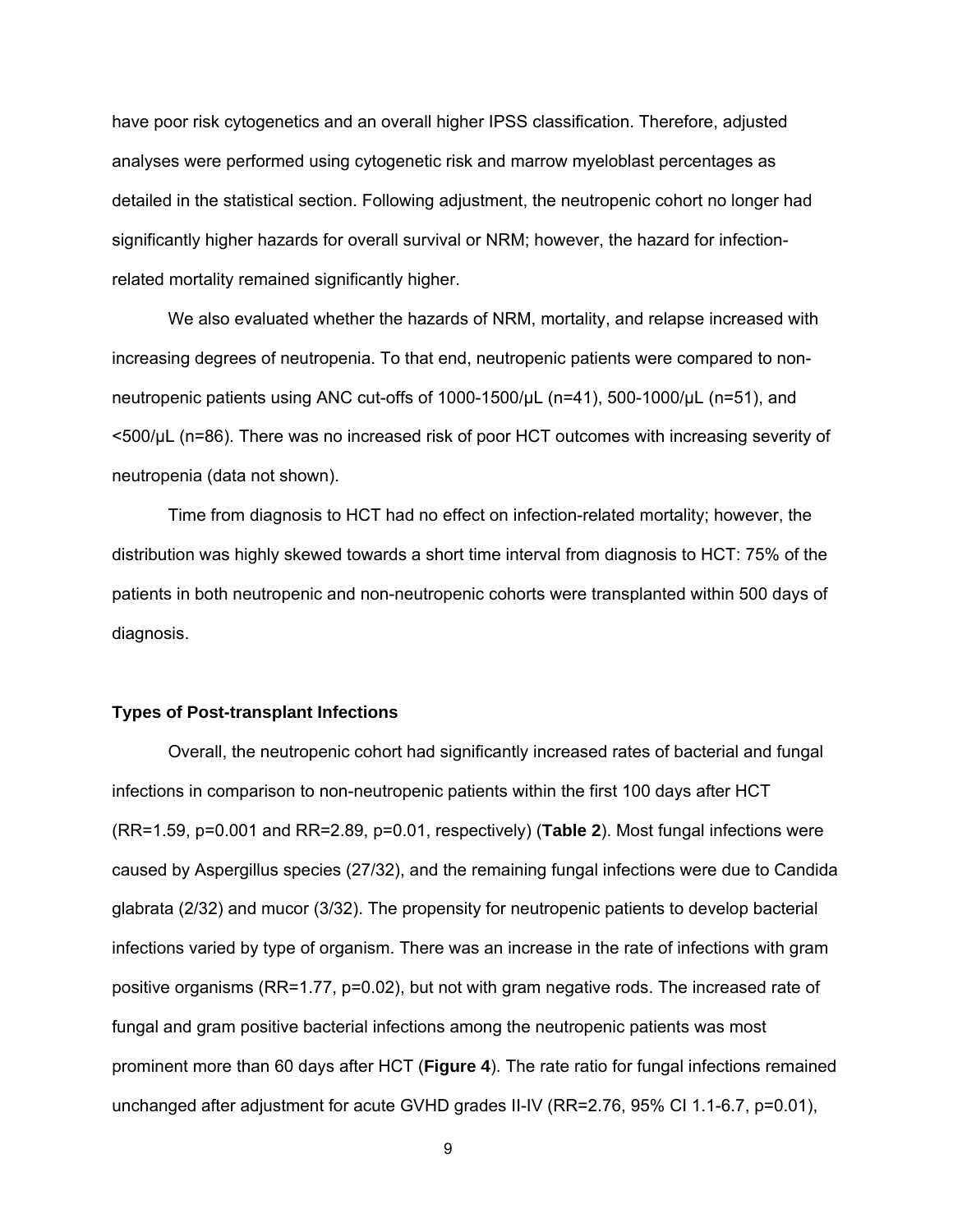have poor risk cytogenetics and an overall higher IPSS classification. Therefore, adjusted analyses were performed using cytogenetic risk and marrow myeloblast percentages as detailed in the statistical section. Following adjustment, the neutropenic cohort no longer had significantly higher hazards for overall survival or NRM; however, the hazard for infection-related mortality remained significantly higher.

We also evaluated whether the hazards of NRM, mortality, and relapse increased with increasing degrees of neutropenia. To that end, neutropenic patients were compared to non-neutropenic patients using ANC cut-offs of 1000-1500/μL (n=41), 500-1000/μL (n=51), and <500/μL (n=86). There was no increased risk of poor HCT outcomes with increasing severity of neutropenia (data not shown).

Time from diagnosis to HCT had no effect on infection-related mortality; however, the distribution was highly skewed towards a short time interval from diagnosis to HCT: 75% of the patients in both neutropenic and non-neutropenic cohorts were transplanted within 500 days of diagnosis.

### Types of Post-transplant Infections

Overall, the neutropenic cohort had significantly increased rates of bacterial and fungal infections in comparison to non-neutropenic patients within the first 100 days after HCT (RR=1.59, p=0.001 and RR=2.89, p=0.01, respectively) (**Table 2**). Most fungal infections were caused by Aspergillus species (27/32), and the remaining fungal infections were due to Candida glabrata (2/32) and mucor (3/32). The propensity for neutropenic patients to develop bacterial infections varied by type of organism. There was an increase in the rate of infections with gram positive organisms (RR=1.77, p=0.02), but not with gram negative rods. The increased rate of fungal and gram positive bacterial infections among the neutropenic patients was most prominent more than 60 days after HCT (**Figure 4**). The rate ratio for fungal infections remained unchanged after adjustment for acute GVHD grades II-IV (RR=2.76, 95% CI 1.1-6.7, p=0.01),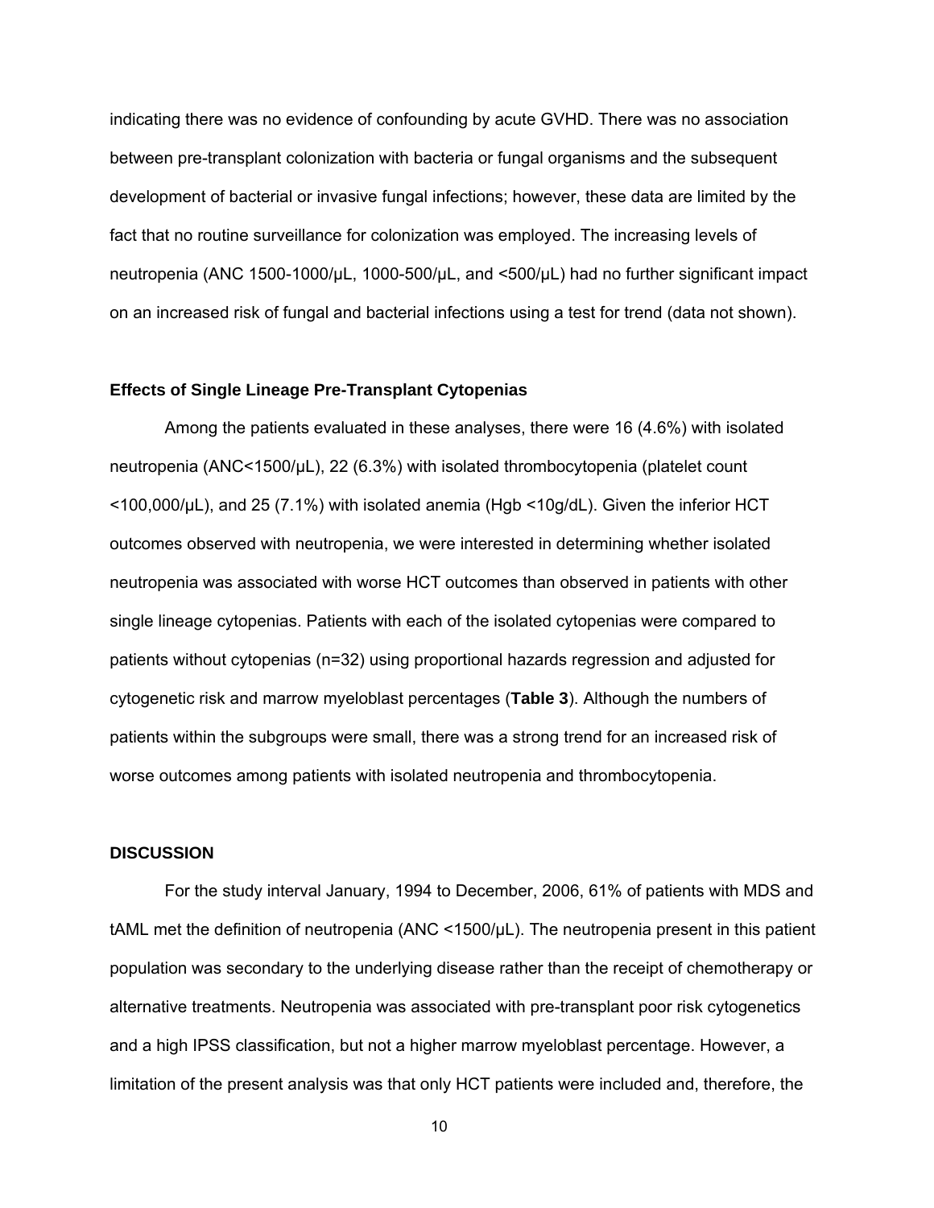indicating there was no evidence of confounding by acute GVHD. There was no association between pre-transplant colonization with bacteria or fungal organisms and the subsequent development of bacterial or invasive fungal infections; however, these data are limited by the fact that no routine surveillance for colonization was employed. The increasing levels of neutropenia (ANC 1500-1000/μL, 1000-500/μL, and <500/μL) had no further significant impact on an increased risk of fungal and bacterial infections using a test for trend (data not shown).

### Effects of Single Lineage Pre-Transplant Cytopenias

Among the patients evaluated in these analyses, there were 16 (4.6%) with isolated neutropenia (ANC<1500/μL), 22 (6.3%) with isolated thrombocytopenia (platelet count <100,000/μL), and 25 (7.1%) with isolated anemia (Hgb <10g/dL). Given the inferior HCT outcomes observed with neutropenia, we were interested in determining whether isolated neutropenia was associated with worse HCT outcomes than observed in patients with other single lineage cytopenias. Patients with each of the isolated cytopenias were compared to patients without cytopenias (n=32) using proportional hazards regression and adjusted for cytogenetic risk and marrow myeloblast percentages (**Table 3**). Although the numbers of patients within the subgroups were small, there was a strong trend for an increased risk of worse outcomes among patients with isolated neutropenia and thrombocytopenia.

## DISCUSSION

For the study interval January, 1994 to December, 2006, 61% of patients with MDS and tAML met the definition of neutropenia (ANC <1500/μL). The neutropenia present in this patient population was secondary to the underlying disease rather than the receipt of chemotherapy or alternative treatments. Neutropenia was associated with pre-transplant poor risk cytogenetics and a high IPSS classification, but not a higher marrow myeloblast percentage. However, a limitation of the present analysis was that only HCT patients were included and, therefore, the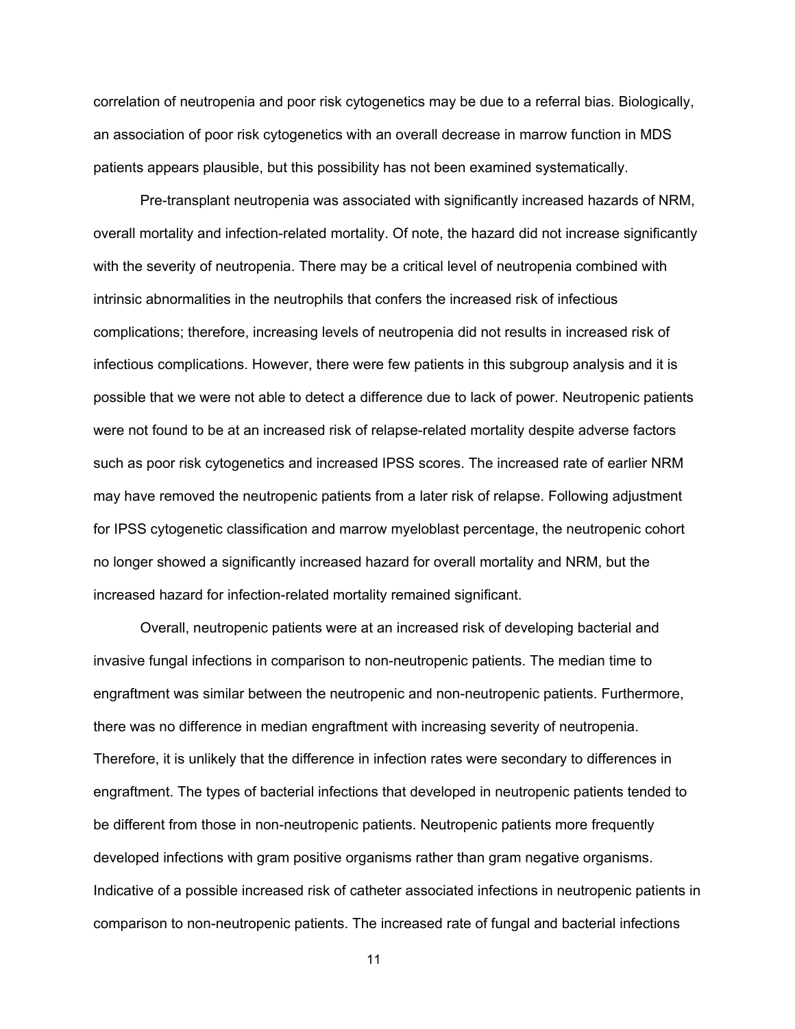correlation of neutropenia and poor risk cytogenetics may be due to a referral bias. Biologically, an association of poor risk cytogenetics with an overall decrease in marrow function in MDS patients appears plausible, but this possibility has not been examined systematically.

Pre-transplant neutropenia was associated with significantly increased hazards of NRM, overall mortality and infection-related mortality. Of note, the hazard did not increase significantly with the severity of neutropenia. There may be a critical level of neutropenia combined with intrinsic abnormalities in the neutrophils that confers the increased risk of infectious complications; therefore, increasing levels of neutropenia did not results in increased risk of infectious complications. However, there were few patients in this subgroup analysis and it is possible that we were not able to detect a difference due to lack of power. Neutropenic patients were not found to be at an increased risk of relapse-related mortality despite adverse factors such as poor risk cytogenetics and increased IPSS scores. The increased rate of earlier NRM may have removed the neutropenic patients from a later risk of relapse. Following adjustment for IPSS cytogenetic classification and marrow myeloblast percentage, the neutropenic cohort no longer showed a significantly increased hazard for overall mortality and NRM, but the increased hazard for infection-related mortality remained significant.

Overall, neutropenic patients were at an increased risk of developing bacterial and invasive fungal infections in comparison to non-neutropenic patients. The median time to engraftment was similar between the neutropenic and non-neutropenic patients. Furthermore, there was no difference in median engraftment with increasing severity of neutropenia. Therefore, it is unlikely that the difference in infection rates were secondary to differences in engraftment. The types of bacterial infections that developed in neutropenic patients tended to be different from those in non-neutropenic patients. Neutropenic patients more frequently developed infections with gram positive organisms rather than gram negative organisms. Indicative of a possible increased risk of catheter associated infections in neutropenic patients in comparison to non-neutropenic patients. The increased rate of fungal and bacterial infections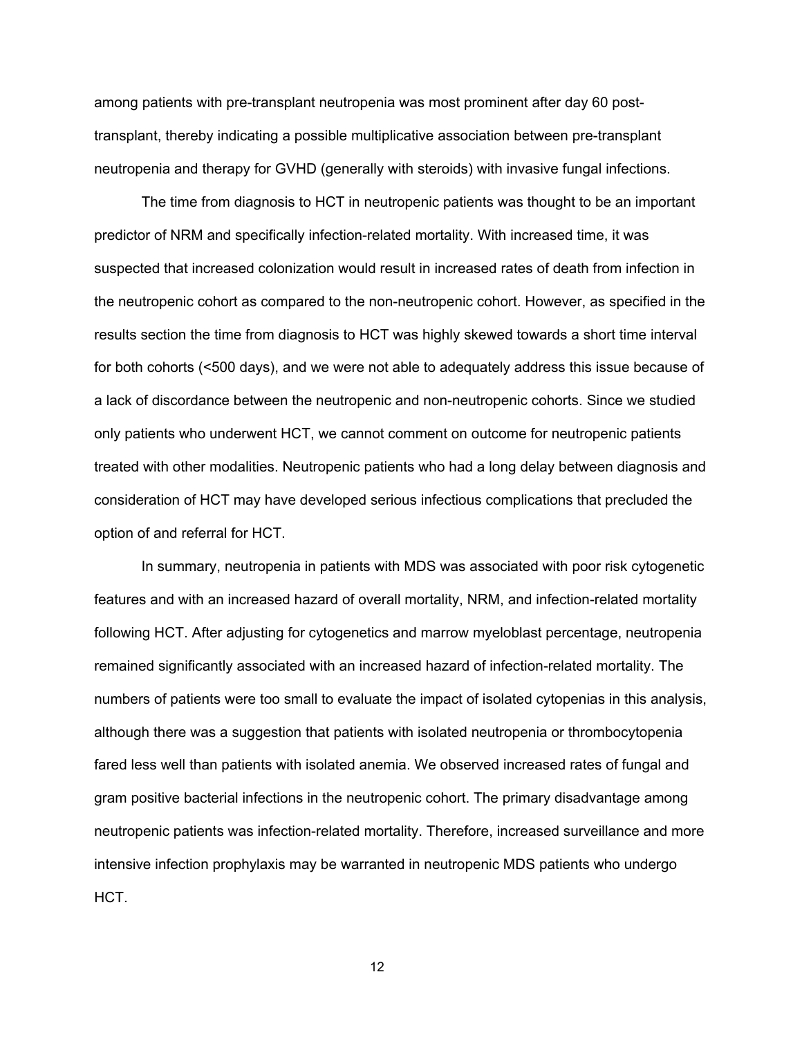among patients with pre-transplant neutropenia was most prominent after day 60 post-transplant, thereby indicating a possible multiplicative association between pre-transplant neutropenia and therapy for GVHD (generally with steroids) with invasive fungal infections.

The time from diagnosis to HCT in neutropenic patients was thought to be an important predictor of NRM and specifically infection-related mortality. With increased time, it was suspected that increased colonization would result in increased rates of death from infection in the neutropenic cohort as compared to the non-neutropenic cohort. However, as specified in the results section the time from diagnosis to HCT was highly skewed towards a short time interval for both cohorts (<500 days), and we were not able to adequately address this issue because of a lack of discordance between the neutropenic and non-neutropenic cohorts. Since we studied only patients who underwent HCT, we cannot comment on outcome for neutropenic patients treated with other modalities. Neutropenic patients who had a long delay between diagnosis and consideration of HCT may have developed serious infectious complications that precluded the option of and referral for HCT.

In summary, neutropenia in patients with MDS was associated with poor risk cytogenetic features and with an increased hazard of overall mortality, NRM, and infection-related mortality following HCT. After adjusting for cytogenetics and marrow myeloblast percentage, neutropenia remained significantly associated with an increased hazard of infection-related mortality. The numbers of patients were too small to evaluate the impact of isolated cytopenias in this analysis, although there was a suggestion that patients with isolated neutropenia or thrombocytopenia fared less well than patients with isolated anemia. We observed increased rates of fungal and gram positive bacterial infections in the neutropenic cohort. The primary disadvantage among neutropenic patients was infection-related mortality. Therefore, increased surveillance and more intensive infection prophylaxis may be warranted in neutropenic MDS patients who undergo HCT.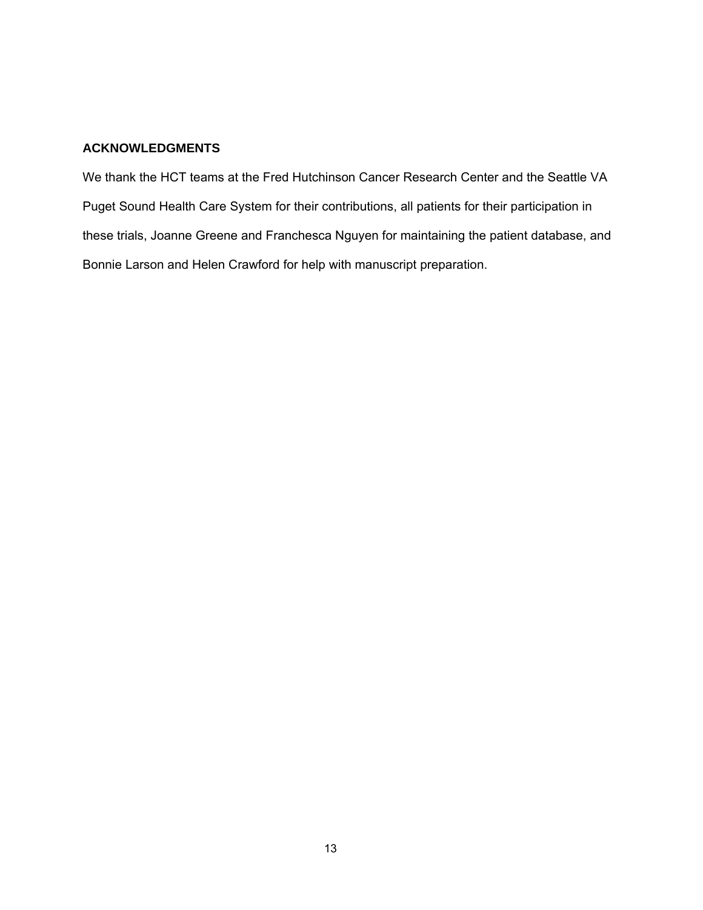## ACKNOWLEDGMENTS

We thank the HCT teams at the Fred Hutchinson Cancer Research Center and the Seattle VA Puget Sound Health Care System for their contributions, all patients for their participation in these trials, Joanne Greene and Franchesca Nguyen for maintaining the patient database, and Bonnie Larson and Helen Crawford for help with manuscript preparation.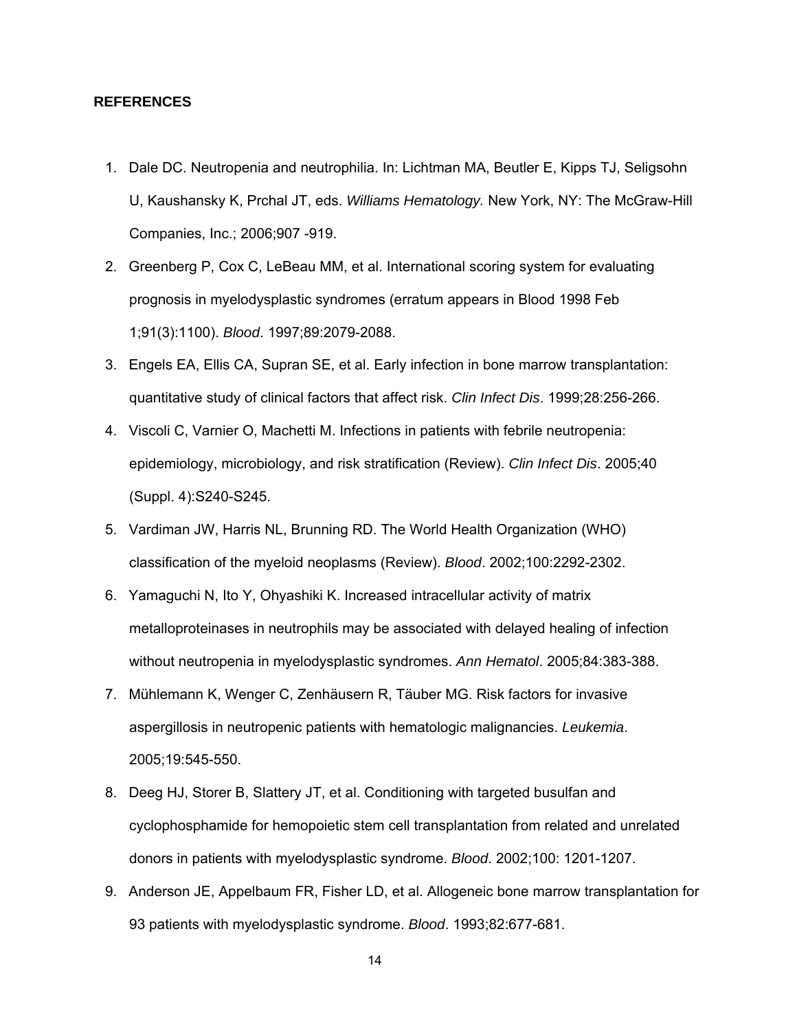## REFERENCES

1. Dale DC. Neutropenia and neutrophilia. In: Lichtman MA, Beutler E, Kipps TJ, Seligsohn U, Kaushansky K, Prchal JT, eds. *Williams Hematology.* New York, NY: The McGraw-Hill Companies, Inc.; 2006;907 -919.
2. Greenberg P, Cox C, LeBeau MM, et al. International scoring system for evaluating prognosis in myelodysplastic syndromes (erratum appears in Blood 1998 Feb 1;91(3):1100). *Blood*. 1997;89:2079-2088.
3. Engels EA, Ellis CA, Supran SE, et al. Early infection in bone marrow transplantation: quantitative study of clinical factors that affect risk. *Clin Infect Dis*. 1999;28:256-266.
4. Viscoli C, Varnier O, Machetti M. Infections in patients with febrile neutropenia: epidemiology, microbiology, and risk stratification (Review). *Clin Infect Dis*. 2005;40 (Suppl. 4):S240-S245.
5. Vardiman JW, Harris NL, Brunning RD. The World Health Organization (WHO) classification of the myeloid neoplasms (Review). *Blood*. 2002;100:2292-2302.
6. Yamaguchi N, Ito Y, Ohyashiki K. Increased intracellular activity of matrix metalloproteinases in neutrophils may be associated with delayed healing of infection without neutropenia in myelodysplastic syndromes. *Ann Hematol*. 2005;84:383-388.
7. Mühlemann K, Wenger C, Zenhäusern R, Täuber MG. Risk factors for invasive aspergillosis in neutropenic patients with hematologic malignancies. *Leukemia*. 2005;19:545-550.
8. Deeg HJ, Storer B, Slattery JT, et al. Conditioning with targeted busulfan and cyclophosphamide for hemopoietic stem cell transplantation from related and unrelated donors in patients with myelodysplastic syndrome. *Blood*. 2002;100: 1201-1207.
9. Anderson JE, Appelbaum FR, Fisher LD, et al. Allogeneic bone marrow transplantation for 93 patients with myelodysplastic syndrome. *Blood*. 1993;82:677-681.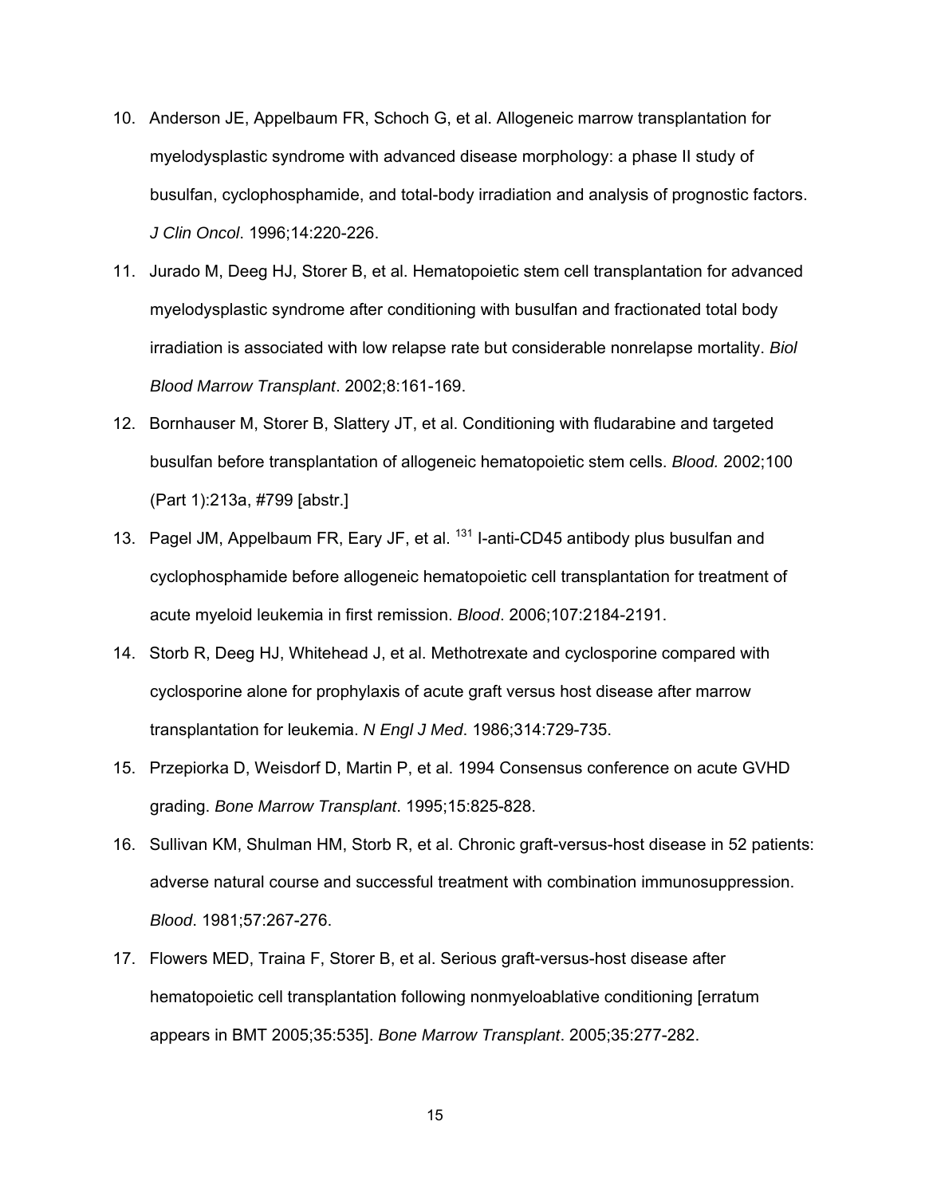10. Anderson JE, Appelbaum FR, Schoch G, et al. Allogeneic marrow transplantation for myelodysplastic syndrome with advanced disease morphology: a phase II study of busulfan, cyclophosphamide, and total-body irradiation and analysis of prognostic factors. *J Clin Oncol*. 1996;14:220-226.
11. Jurado M, Deeg HJ, Storer B, et al. Hematopoietic stem cell transplantation for advanced myelodysplastic syndrome after conditioning with busulfan and fractionated total body irradiation is associated with low relapse rate but considerable nonrelapse mortality. *Biol Blood Marrow Transplant*. 2002;8:161-169.
12. Bornhauser M, Storer B, Slattery JT, et al. Conditioning with fludarabine and targeted busulfan before transplantation of allogeneic hematopoietic stem cells. *Blood.* 2002;100 (Part 1):213a, #799 [abstr.]
13. Pagel JM, Appelbaum FR, Eary JF, et al. $^{131}$I-anti-CD45 antibody plus busulfan and cyclophosphamide before allogeneic hematopoietic cell transplantation for treatment of acute myeloid leukemia in first remission. *Blood*. 2006;107:2184-2191.
14. Storb R, Deeg HJ, Whitehead J, et al. Methotrexate and cyclosporine compared with cyclosporine alone for prophylaxis of acute graft versus host disease after marrow transplantation for leukemia. *N Engl J Med*. 1986;314:729-735.
15. Przepiorka D, Weisdorf D, Martin P, et al. 1994 Consensus conference on acute GVHD grading. *Bone Marrow Transplant*. 1995;15:825-828.
16. Sullivan KM, Shulman HM, Storb R, et al. Chronic graft-versus-host disease in 52 patients: adverse natural course and successful treatment with combination immunosuppression. *Blood*. 1981;57:267-276.
17. Flowers MED, Traina F, Storer B, et al. Serious graft-versus-host disease after hematopoietic cell transplantation following nonmyeloablative conditioning [erratum appears in BMT 2005;35:535]. *Bone Marrow Transplant*. 2005;35:277-282.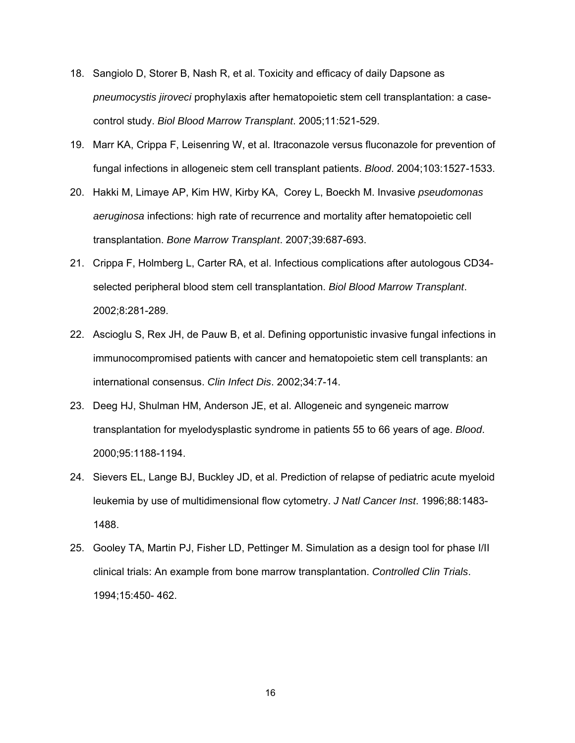18. Sangiolo D, Storer B, Nash R, et al. Toxicity and efficacy of daily Dapsone as *pneumocystis jiroveci* prophylaxis after hematopoietic stem cell transplantation: a case-control study. *Biol Blood Marrow Transplant*. 2005;11:521-529.

19. Marr KA, Crippa F, Leisenring W, et al. Itraconazole versus fluconazole for prevention of fungal infections in allogeneic stem cell transplant patients. *Blood*. 2004;103:1527-1533.

20. Hakki M, Limaye AP, Kim HW, Kirby KA, Corey L, Boeckh M. Invasive *pseudomonas aeruginosa* infections: high rate of recurrence and mortality after hematopoietic cell transplantation. *Bone Marrow Transplant*. 2007;39:687-693.

21. Crippa F, Holmberg L, Carter RA, et al. Infectious complications after autologous CD34-selected peripheral blood stem cell transplantation. *Biol Blood Marrow Transplant*. 2002;8:281-289.

22. Ascioglu S, Rex JH, de Pauw B, et al. Defining opportunistic invasive fungal infections in immunocompromised patients with cancer and hematopoietic stem cell transplants: an international consensus. *Clin Infect Dis*. 2002;34:7-14.

23. Deeg HJ, Shulman HM, Anderson JE, et al. Allogeneic and syngeneic marrow transplantation for myelodysplastic syndrome in patients 55 to 66 years of age. *Blood*. 2000;95:1188-1194.

24. Sievers EL, Lange BJ, Buckley JD, et al. Prediction of relapse of pediatric acute myeloid leukemia by use of multidimensional flow cytometry. *J Natl Cancer Inst*. 1996;88:1483-1488.

25. Gooley TA, Martin PJ, Fisher LD, Pettinger M. Simulation as a design tool for phase I/II clinical trials: An example from bone marrow transplantation. *Controlled Clin Trials*. 1994;15:450- 462.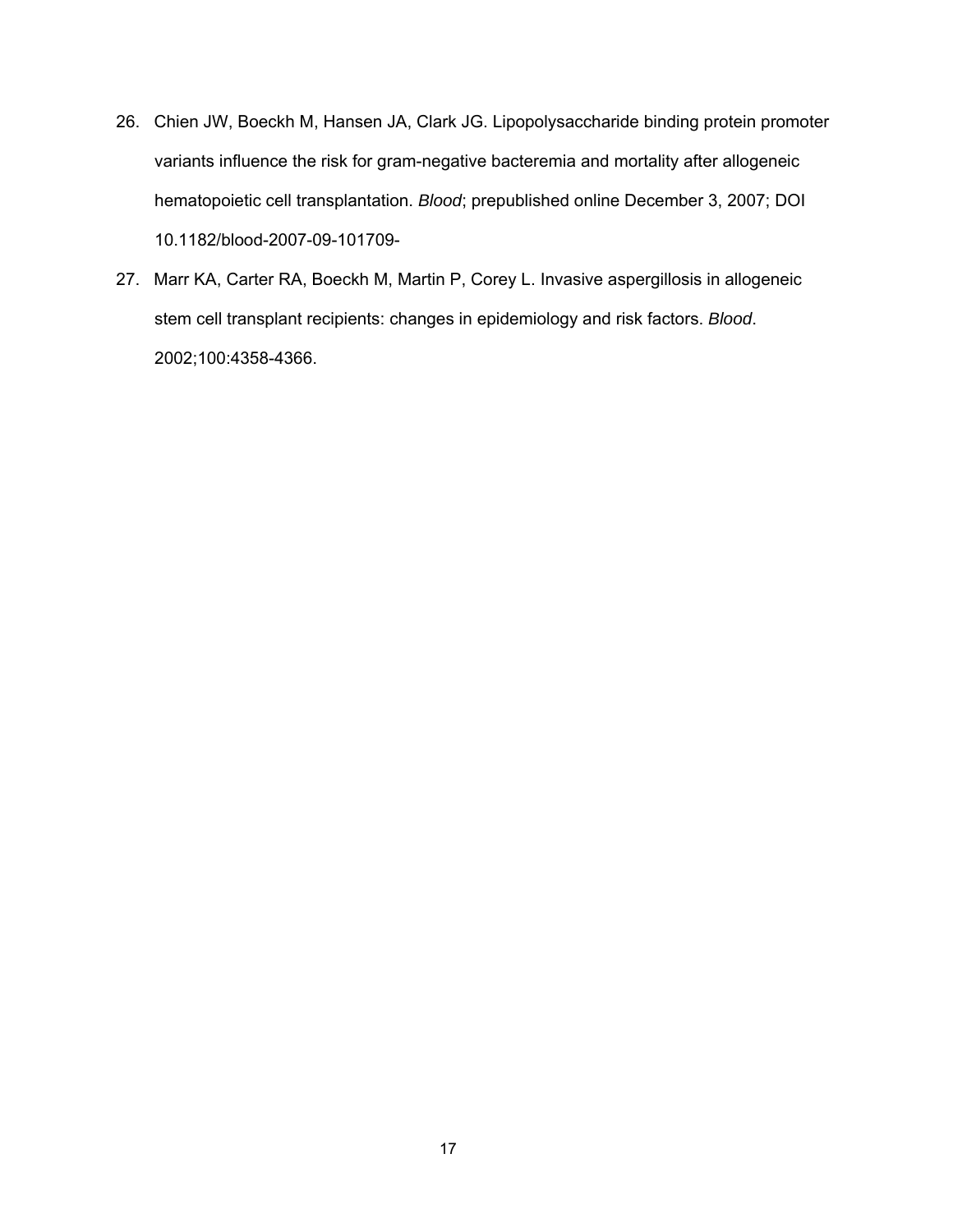26. Chien JW, Boeckh M, Hansen JA, Clark JG. Lipopolysaccharide binding protein promoter variants influence the risk for gram-negative bacteremia and mortality after allogeneic hematopoietic cell transplantation. *Blood*; prepublished online December 3, 2007; DOI 10.1182/blood-2007-09-101709-

27. Marr KA, Carter RA, Boeckh M, Martin P, Corey L. Invasive aspergillosis in allogeneic stem cell transplant recipients: changes in epidemiology and risk factors. *Blood*. 2002;100:4358-4366.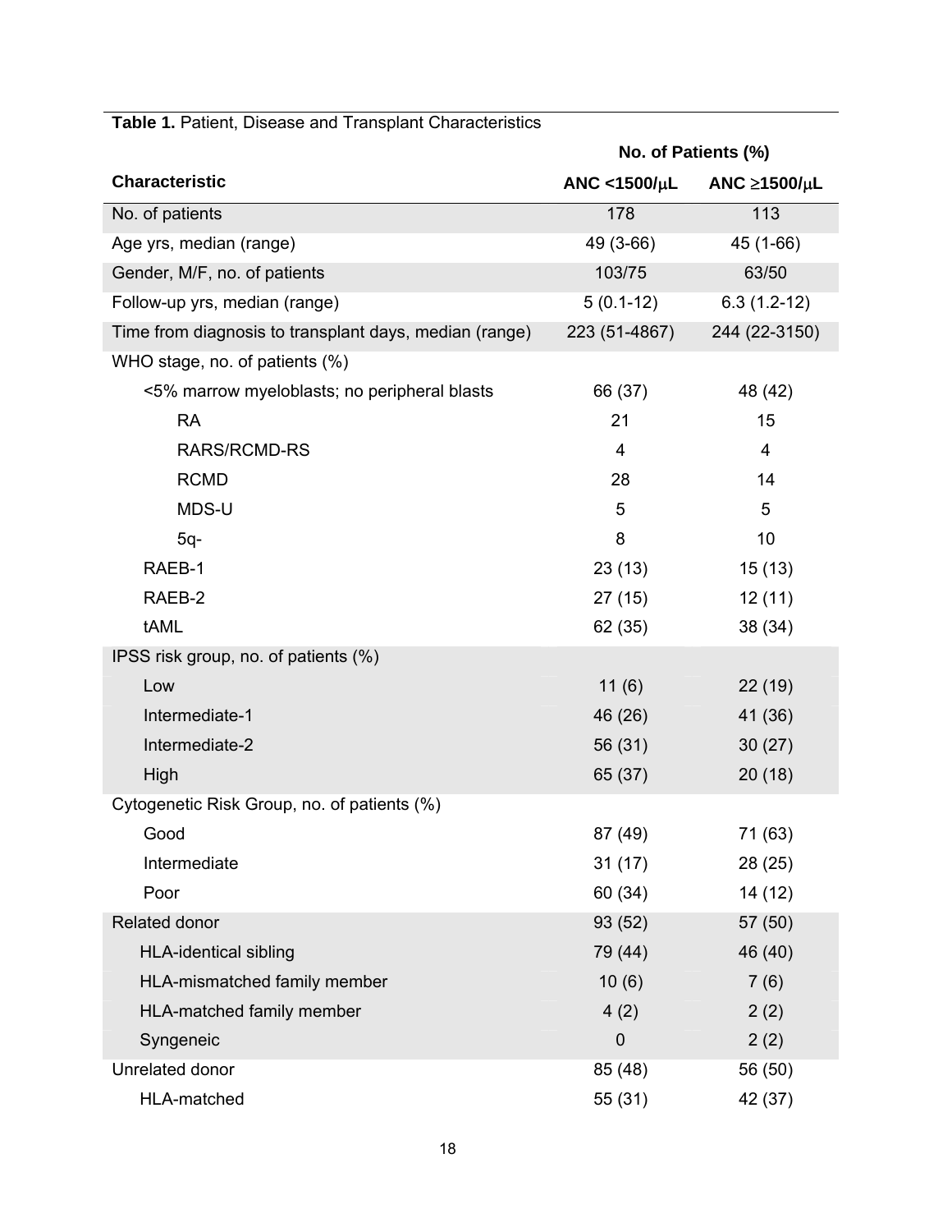**Table 1.** Patient, Disease and Transplant Characteristics

| Characteristic | No. of Patients (%) ANC <1500/μL | ANC ≥1500/μL |
|---|---|---|
| No. of patients | 178 | 113 |
| Age yrs, median (range) | 49 (3-66) | 45 (1-66) |
| Gender, M/F, no. of patients | 103/75 | 63/50 |
| Follow-up yrs, median (range) | 5 (0.1-12) | 6.3 (1.2-12) |
| Time from diagnosis to transplant days, median (range) | 223 (51-4867) | 244 (22-3150) |
| WHO stage, no. of patients (%) | | |
| <5% marrow myeloblasts; no peripheral blasts | 66 (37) | 48 (42) |
| RA | 21 | 15 |
| RARS/RCMD-RS | 4 | 4 |
| RCMD | 28 | 14 |
| MDS-U | 5 | 5 |
| 5q- | 8 | 10 |
| RAEB-1 | 23 (13) | 15 (13) |
| RAEB-2 | 27 (15) | 12 (11) |
| tAML | 62 (35) | 38 (34) |
| IPSS risk group, no. of patients (%) | | |
| Low | 11 (6) | 22 (19) |
| Intermediate-1 | 46 (26) | 41 (36) |
| Intermediate-2 | 56 (31) | 30 (27) |
| High | 65 (37) | 20 (18) |
| Cytogenetic Risk Group, no. of patients (%) | | |
| Good | 87 (49) | 71 (63) |
| Intermediate | 31 (17) | 28 (25) |
| Poor | 60 (34) | 14 (12) |
| Related donor | 93 (52) | 57 (50) |
| HLA-identical sibling | 79 (44) | 46 (40) |
| HLA-mismatched family member | 10 (6) | 7 (6) |
| HLA-matched family member | 4 (2) | 2 (2) |
| Syngeneic | 0 | 2 (2) |
| Unrelated donor | 85 (48) | 56 (50) |
| HLA-matched | 55 (31) | 42 (37) |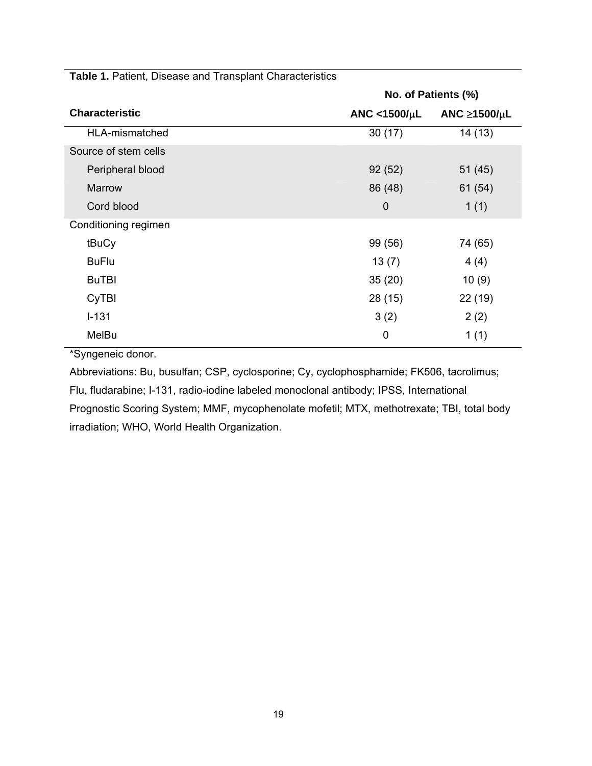**Table 1.** Patient, Disease and Transplant Characteristics

| Characteristic | No. of Patients (%) | |
|---|---|---|
| | ANC <1500/μL | ANC ≥1500/μL |
| HLA-mismatched | 30 (17) | 14 (13) |
| Source of stem cells | | |
| Peripheral blood | 92 (52) | 51 (45) |
| Marrow | 86 (48) | 61 (54) |
| Cord blood | 0 | 1 (1) |
| Conditioning regimen | | |
| tBuCy | 99 (56) | 74 (65) |
| BuFlu | 13 (7) | 4 (4) |
| BuTBI | 35 (20) | 10 (9) |
| CyTBI | 28 (15) | 22 (19) |
| I-131 | 3 (2) | 2 (2) |
| MelBu | 0 | 1 (1) |

*Syngeneic donor.

Abbreviations: Bu, busulfan; CSP, cyclosporine; Cy, cyclophosphamide; FK506, tacrolimus; Flu, fludarabine; I-131, radio-iodine labeled monoclonal antibody; IPSS, International Prognostic Scoring System; MMF, mycophenolate mofetil; MTX, methotrexate; TBI, total body irradiation; WHO, World Health Organization.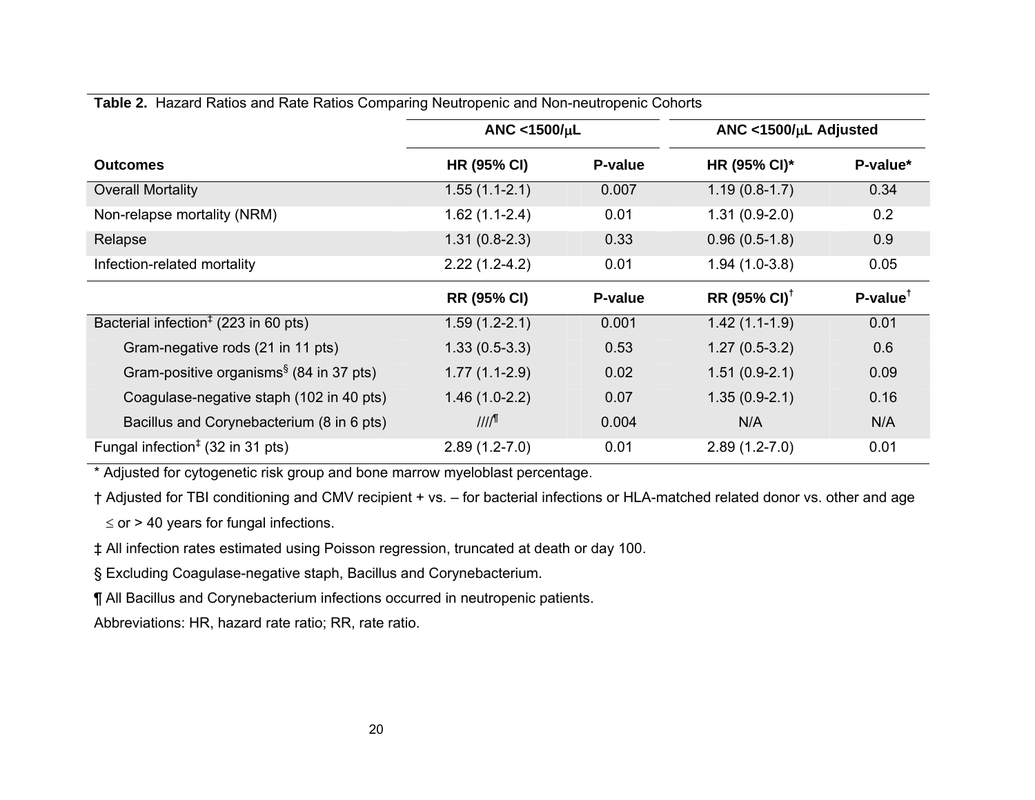**Table 2.** Hazard Ratios and Rate Ratios Comparing Neutropenic and Non-neutropenic Cohorts

| | ANC <1500/μL | | ANC <1500/μL Adjusted | |
|---|---|---|---|---|
| **Outcomes** | **HR (95% CI)** | **P-value** | **HR (95% CI)*** | **P-value*** |
| Overall Mortality | 1.55 (1.1-2.1) | 0.007 | 1.19 (0.8-1.7) | 0.34 |
| Non-relapse mortality (NRM) | 1.62 (1.1-2.4) | 0.01 | 1.31 (0.9-2.0) | 0.2 |
| Relapse | 1.31 (0.8-2.3) | 0.33 | 0.96 (0.5-1.8) | 0.9 |
| Infection-related mortality | 2.22 (1.2-4.2) | 0.01 | 1.94 (1.0-3.8) | 0.05 |
| | **RR (95% CI)** | **P-value** | **RR (95% CI)**[†] | **P-value**[†] |
| Bacterial infection[‡] (223 in 60 pts) | 1.59 (1.2-2.1) | 0.001 | 1.42 (1.1-1.9) | 0.01 |
| Gram-negative rods (21 in 11 pts) | 1.33 (0.5-3.3) | 0.53 | 1.27 (0.5-3.2) | 0.6 |
| Gram-positive organisms[§] (84 in 37 pts) | 1.77 (1.1-2.9) | 0.02 | 1.51 (0.9-2.1) | 0.09 |
| Coagulase-negative staph (102 in 40 pts) | 1.46 (1.0-2.2) | 0.07 | 1.35 (0.9-2.1) | 0.16 |
| Bacillus and Corynebacterium (8 in 6 pts) | ////[¶] | 0.004 | N/A | N/A |
| Fungal infection[‡] (32 in 31 pts) | 2.89 (1.2-7.0) | 0.01 | 2.89 (1.2-7.0) | 0.01 |

* Adjusted for cytogenetic risk group and bone marrow myeloblast percentage.

† Adjusted for TBI conditioning and CMV recipient + vs. – for bacterial infections or HLA-matched related donor vs. other and age ≤ or > 40 years for fungal infections.

‡ All infection rates estimated using Poisson regression, truncated at death or day 100.

§ Excluding Coagulase-negative staph, Bacillus and Corynebacterium.

¶ All Bacillus and Corynebacterium infections occurred in neutropenic patients.

Abbreviations: HR, hazard rate ratio; RR, rate ratio.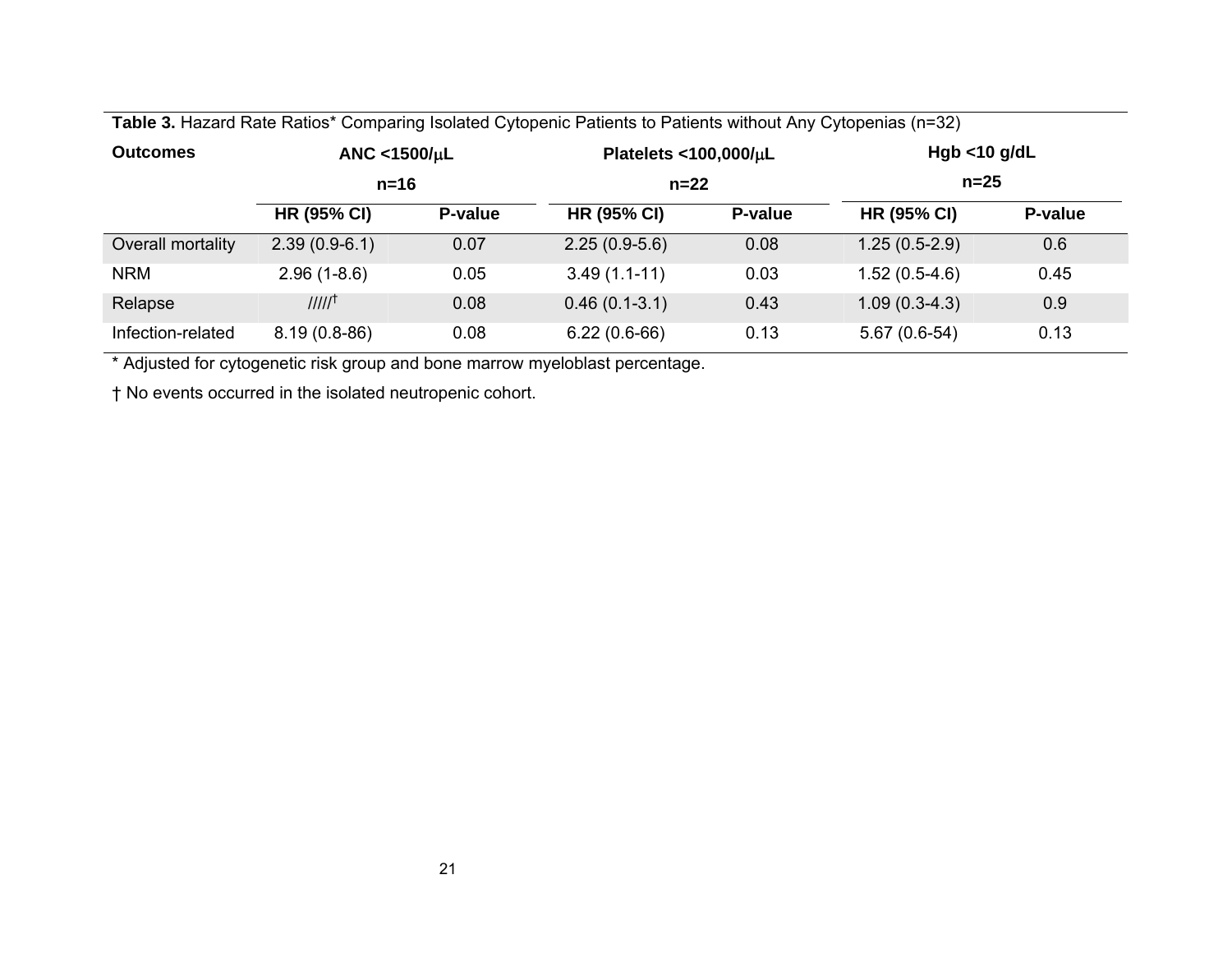**Table 3.** Hazard Rate Ratios* Comparing Isolated Cytopenic Patients to Patients without Any Cytopenias (n=32)

| Outcomes | ANC <1500/μL n=16 | | Platelets <100,000/μL n=22 | | Hgb <10 g/dL n=25 | |
|---|---|---|---|---|---|---|
| | HR (95% CI) | P-value | HR (95% CI) | P-value | HR (95% CI) | P-value |
| Overall mortality | 2.39 (0.9-6.1) | 0.07 | 2.25 (0.9-5.6) | 0.08 | 1.25 (0.5-2.9) | 0.6 |
| NRM | 2.96 (1-8.6) | 0.05 | 3.49 (1.1-11) | 0.03 | 1.52 (0.5-4.6) | 0.45 |
| Relapse | /////† | 0.08 | 0.46 (0.1-3.1) | 0.43 | 1.09 (0.3-4.3) | 0.9 |
| Infection-related | 8.19 (0.8-86) | 0.08 | 6.22 (0.6-66) | 0.13 | 5.67 (0.6-54) | 0.13 |

* Adjusted for cytogenetic risk group and bone marrow myeloblast percentage.

† No events occurred in the isolated neutropenic cohort.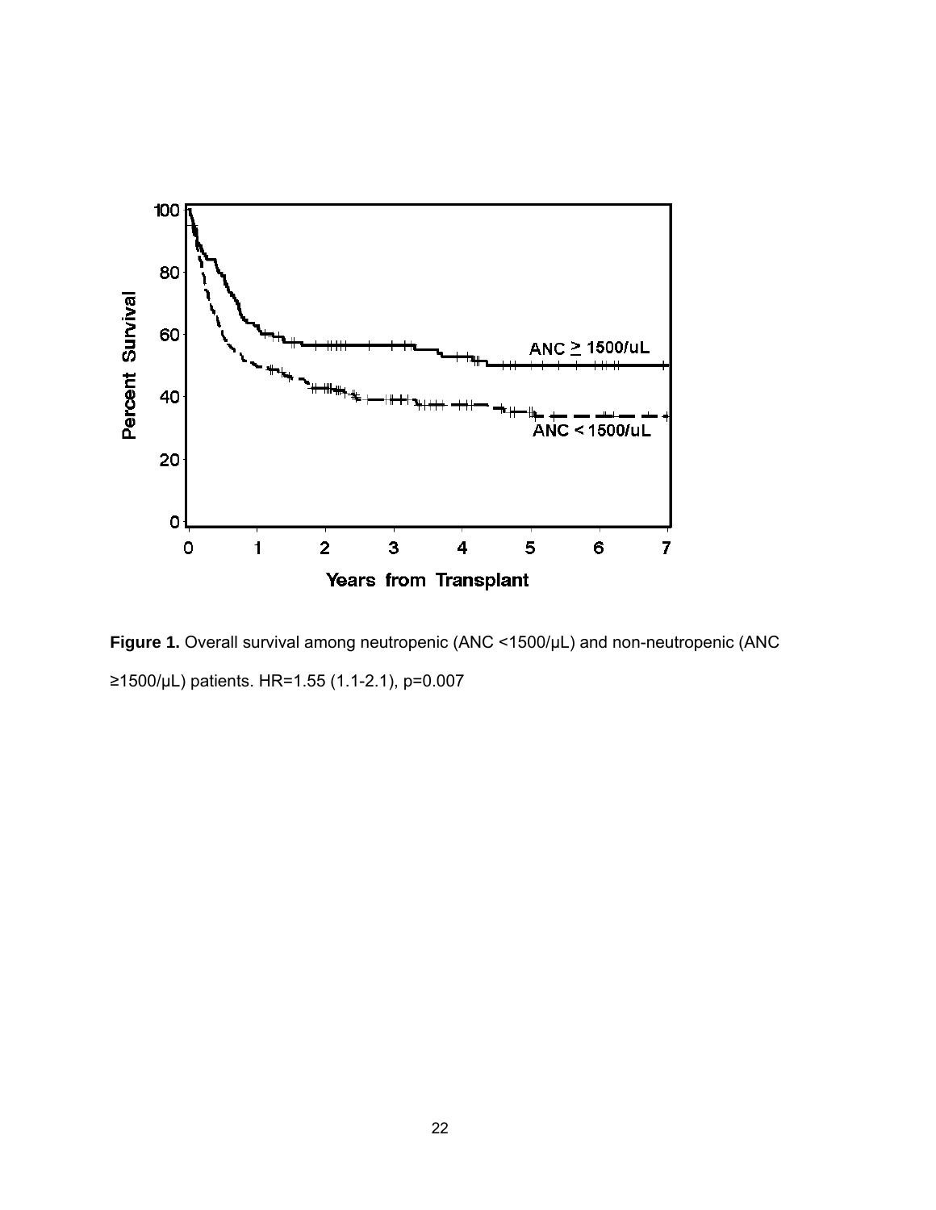**Figure 1.** Overall survival among neutropenic (ANC <1500/μL) and non-neutropenic (ANC ≥1500/μL) patients. HR=1.55 (1.1-2.1), p=0.007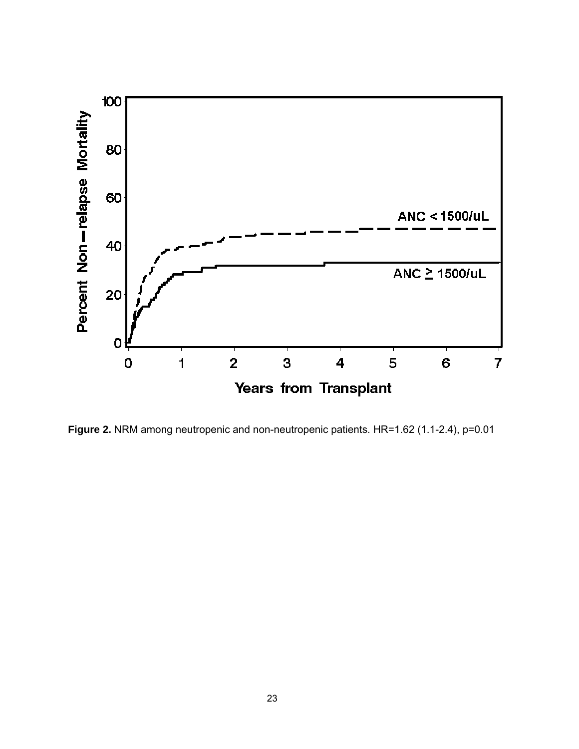**Figure 2.** NRM among neutropenic and non-neutropenic patients. HR=1.62 (1.1-2.4), p=0.01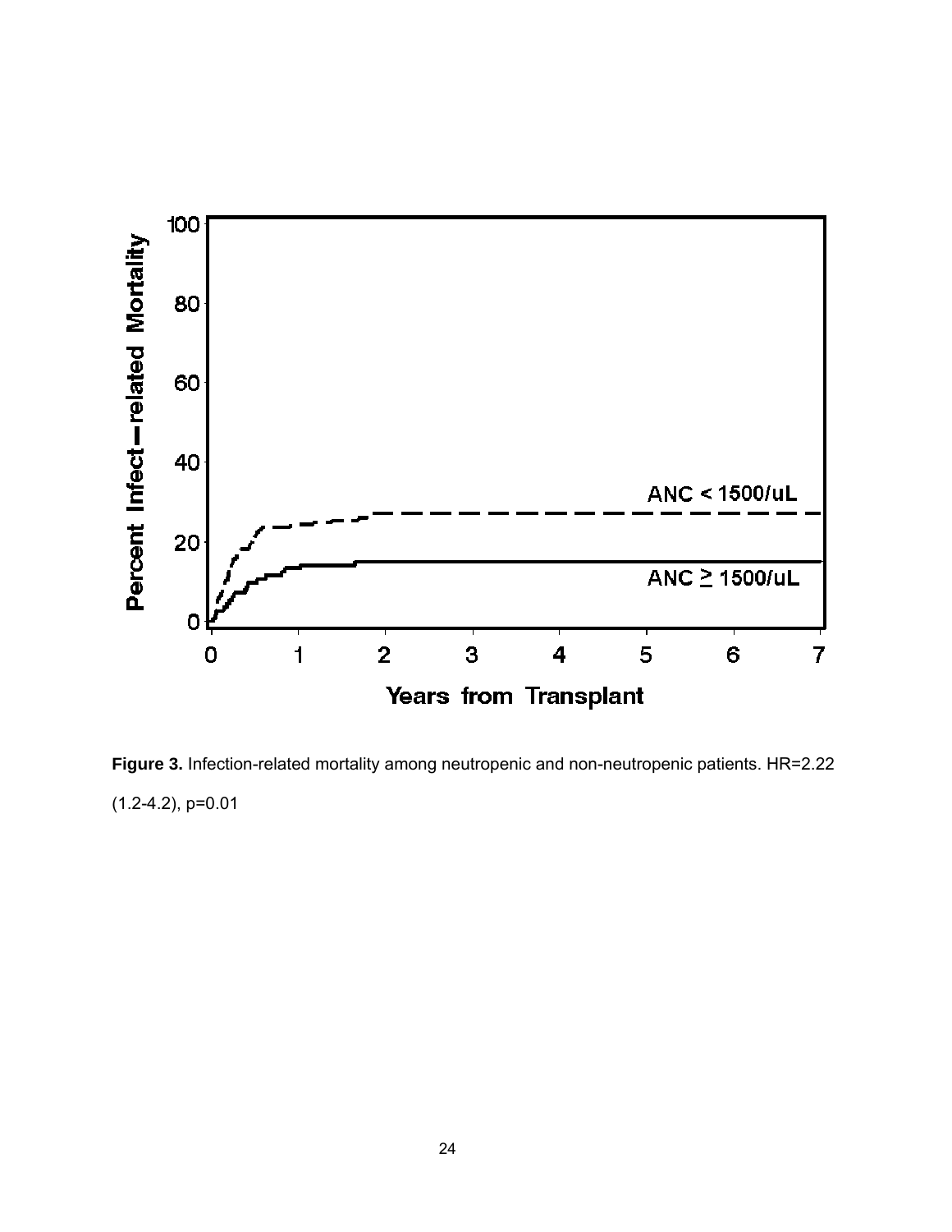**Figure 3.** Infection-related mortality among neutropenic and non-neutropenic patients. HR=2.22 (1.2-4.2), p=0.01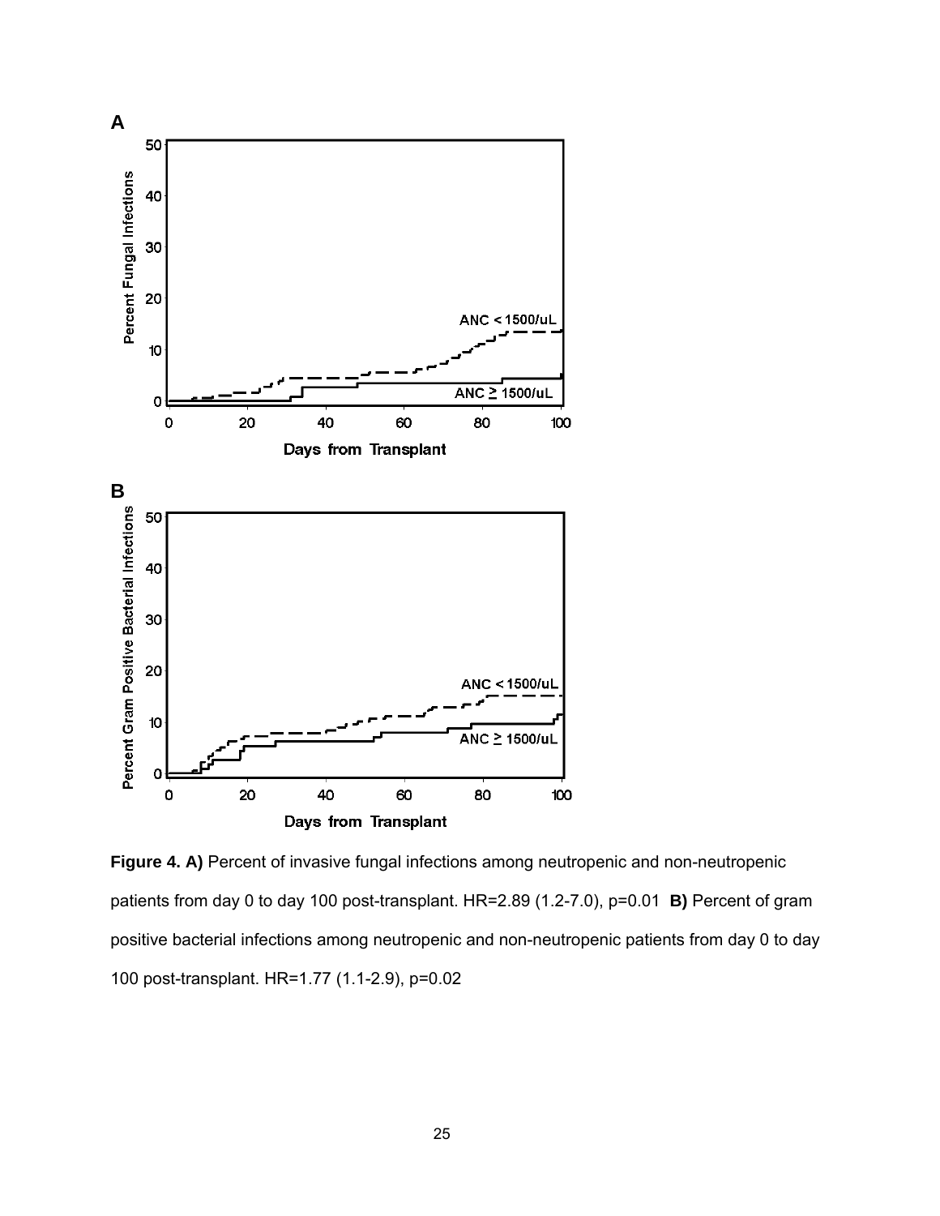A

Percent Fungal Infections

50
40
30
20
10
0

0 20 40 60 80 100

Days from Transplant

ANC < 1500/uL

ANC ≥ 1500/uL

B

Percent Gram Positive Bacterial Infections

50
40
30
20
10
0

0 20 40 60 80 100

Days from Transplant

ANC < 1500/uL

ANC ≥ 1500/uL

**Figure 4. A)** Percent of invasive fungal infections among neutropenic and non-neutropenic patients from day 0 to day 100 post-transplant. HR=2.89 (1.2-7.0), p=0.01 **B)** Percent of gram positive bacterial infections among neutropenic and non-neutropenic patients from day 0 to day 100 post-transplant. HR=1.77 (1.1-2.9), p=0.02